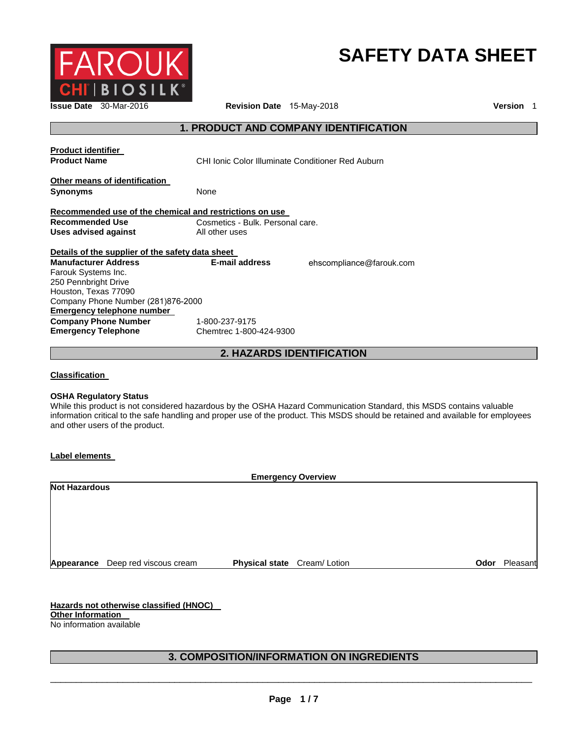FAROUK CHI | BIOSILK

# SAFETY DATA SHEET

**Issue Date** 30-Mar-2016 **Revision Date** 15-May-2018 **Version** 1

## 1. PRODUCT AND COMPANY IDENTIFICATION

**Product identifier**

**Product Name** CHI Ionic Color Illuminate Conditioner Red Auburn

**Other means of identification**

**Synonyms** None

**Recommended use of the chemical and restrictions on use**

**Recommended Use** Cosmetics - Bulk. Personal care.

**Uses advised against** All other uses

**Details of the supplier of the safety data sheet**

**Manufacturer Address**
Farouk Systems Inc.
250 Pennbright Drive
Houston, Texas 77090
Company Phone Number (281)876-2000

**E-mail address** ehscompliance@farouk.com

**Emergency telephone number**

**Company Phone Number** 1-800-237-9175

**Emergency Telephone** Chemtrec 1-800-424-9300

## 2. HAZARDS IDENTIFICATION

**Classification**

**OSHA Regulatory Status**

While this product is not considered hazardous by the OSHA Hazard Communication Standard, this MSDS contains valuable information critical to the safe handling and proper use of the product. This MSDS should be retained and available for employees and other users of the product.

**Label elements**

**Emergency Overview**

**Not Hazardous**

**Appearance** Deep red viscous cream **Physical state** Cream/ Lotion **Odor** Pleasant

**Hazards not otherwise classified (HNOC)**

**Other Information**

No information available

## 3. COMPOSITION/INFORMATION ON INGREDIENTS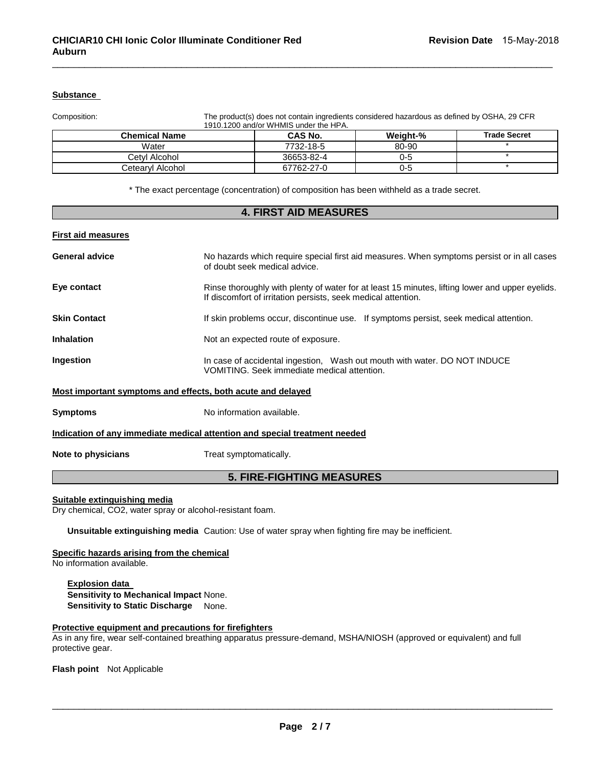**Substance**

Composition: The product(s) does not contain ingredients considered hazardous as defined by OSHA, 29 CFR 1910.1200 and/or WHMIS under the HPA.

| Chemical Name | CAS No. | Weight-% | Trade Secret |
|---|---|---|---|
| Water | 7732-18-5 | 80-90 | * |
| Cetyl Alcohol | 36653-82-4 | 0-5 | * |
| Cetearyl Alcohol | 67762-27-0 | 0-5 | * |

* The exact percentage (concentration) of composition has been withheld as a trade secret.

## 4. FIRST AID MEASURES

**First aid measures**

**General advice** No hazards which require special first aid measures. When symptoms persist or in all cases of doubt seek medical advice.

**Eye contact** Rinse thoroughly with plenty of water for at least 15 minutes, lifting lower and upper eyelids. If discomfort of irritation persists, seek medical attention.

**Skin Contact** If skin problems occur, discontinue use. If symptoms persist, seek medical attention.

**Inhalation** Not an expected route of exposure.

**Ingestion** In case of accidental ingestion, Wash out mouth with water. DO NOT INDUCE VOMITING. Seek immediate medical attention.

**Most important symptoms and effects, both acute and delayed**

**Symptoms** No information available.

**Indication of any immediate medical attention and special treatment needed**

**Note to physicians** Treat symptomatically.

## 5. FIRE-FIGHTING MEASURES

**Suitable extinguishing media**

Dry chemical, $CO_2$, water spray or alcohol-resistant foam.

**Unsuitable extinguishing media** Caution: Use of water spray when fighting fire may be inefficient.

**Specific hazards arising from the chemical**

No information available.

**Explosion data**

**Sensitivity to Mechanical Impact** None.

**Sensitivity to Static Discharge** None.

**Protective equipment and precautions for firefighters**

As in any fire, wear self-contained breathing apparatus pressure-demand, MSHA/NIOSH (approved or equivalent) and full protective gear.

**Flash point** Not Applicable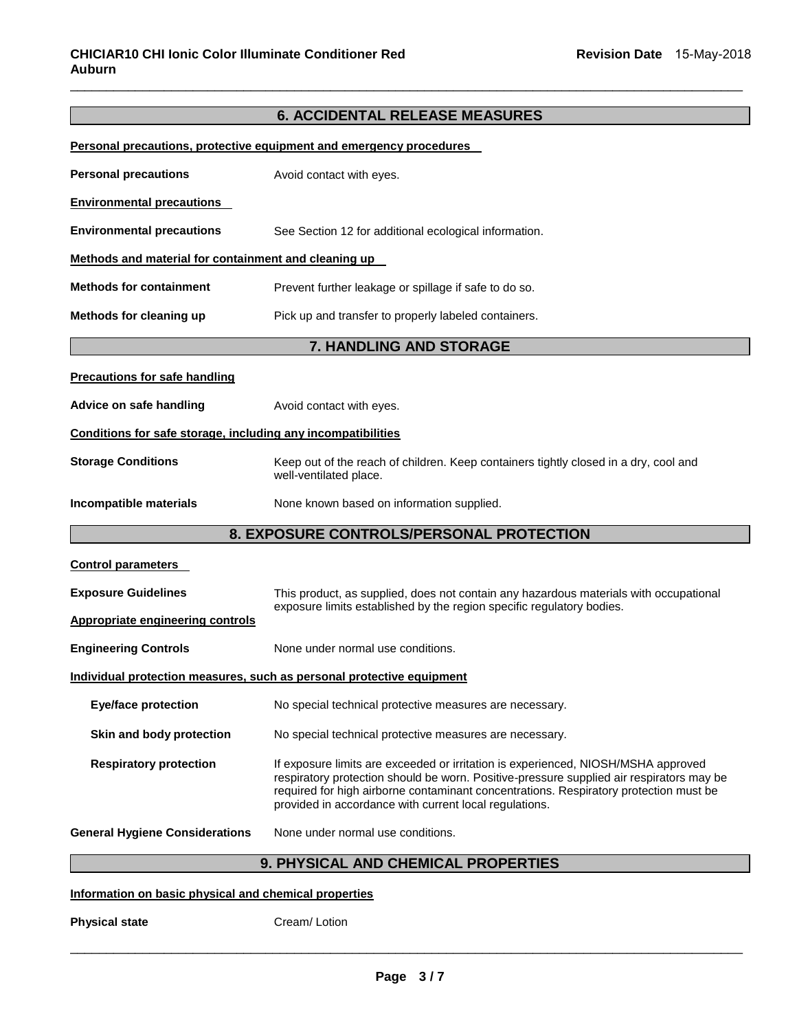## 6. ACCIDENTAL RELEASE MEASURES

**Personal precautions, protective equipment and emergency procedures**

**Personal precautions** Avoid contact with eyes.

**Environmental precautions**

**Environmental precautions** See Section 12 for additional ecological information.

**Methods and material for containment and cleaning up**

**Methods for containment** Prevent further leakage or spillage if safe to do so.

**Methods for cleaning up** Pick up and transfer to properly labeled containers.

## 7. HANDLING AND STORAGE

**Precautions for safe handling**

**Advice on safe handling** Avoid contact with eyes.

**Conditions for safe storage, including any incompatibilities**

**Storage Conditions** Keep out of the reach of children. Keep containers tightly closed in a dry, cool and well-ventilated place.

**Incompatible materials** None known based on information supplied.

## 8. EXPOSURE CONTROLS/PERSONAL PROTECTION

**Control parameters**

**Exposure Guidelines** This product, as supplied, does not contain any hazardous materials with occupational exposure limits established by the region specific regulatory bodies.

**Appropriate engineering controls**

**Engineering Controls** None under normal use conditions.

**Individual protection measures, such as personal protective equipment**

**Eye/face protection** No special technical protective measures are necessary.

**Skin and body protection** No special technical protective measures are necessary.

**Respiratory protection** If exposure limits are exceeded or irritation is experienced, NIOSH/MSHA approved respiratory protection should be worn. Positive-pressure supplied air respirators may be required for high airborne contaminant concentrations. Respiratory protection must be provided in accordance with current local regulations.

**General Hygiene Considerations** None under normal use conditions.

## 9. PHYSICAL AND CHEMICAL PROPERTIES

**Information on basic physical and chemical properties**

**Physical state** Cream/ Lotion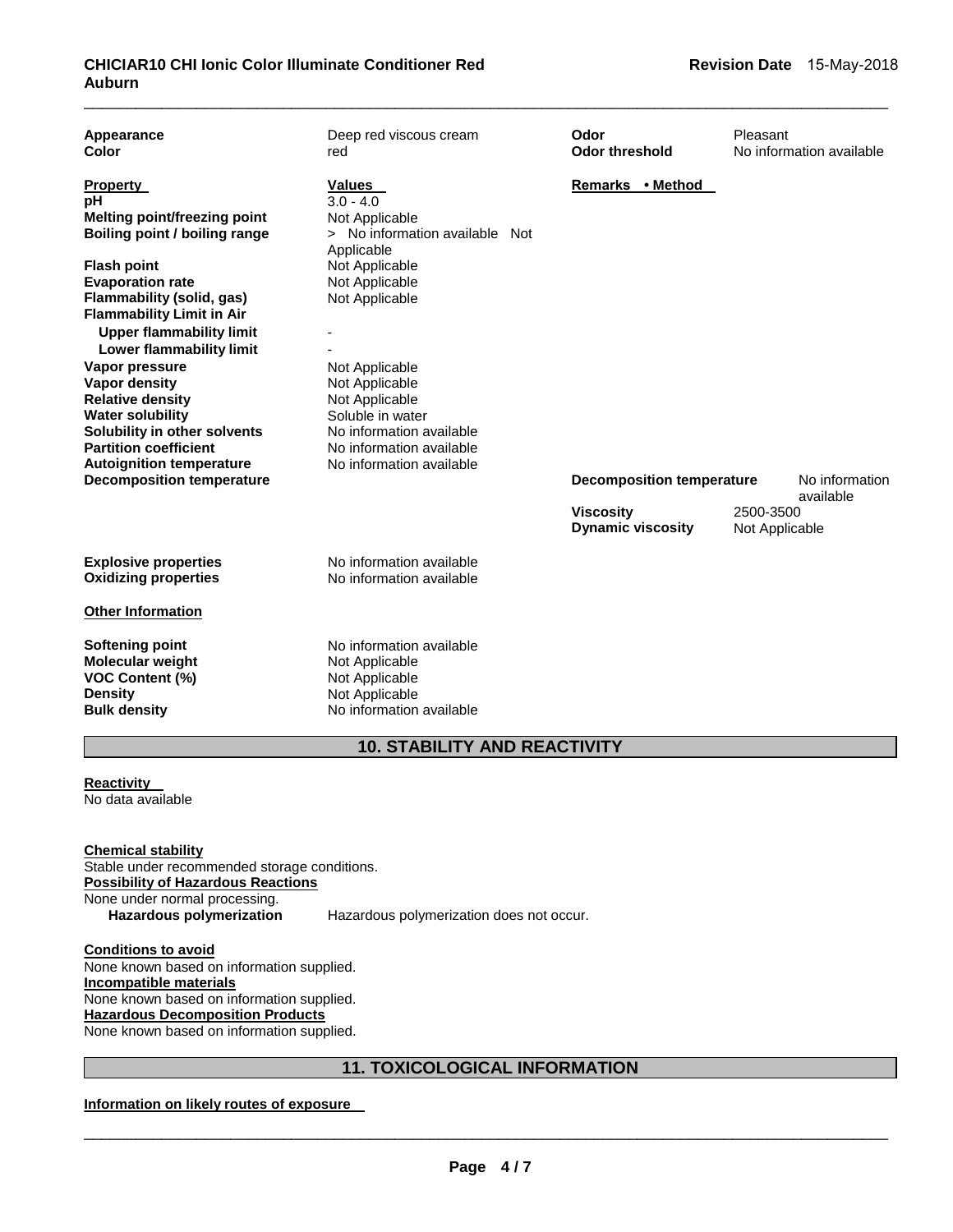| | | | |
|---|---|---|---|
| **Appearance** | Deep red viscous cream | **Odor** | Pleasant |
| **Color** | red | **Odor threshold** | No information available |

| **Property** | **Values** | **Remarks • Method** | |
|---|---|---|---|
| **pH** | 3.0 - 4.0 | | |
| **Melting point/freezing point** | Not Applicable | | |
| **Boiling point / boiling range** | > No information available Not Applicable | | |
| **Flash point** | Not Applicable | | |
| **Evaporation rate** | Not Applicable | | |
| **Flammability (solid, gas)** | Not Applicable | | |
| **Flammability Limit in Air** | | | |
| **Upper flammability limit** | - | | |
| **Lower flammability limit** | - | | |
| **Vapor pressure** | Not Applicable | | |
| **Vapor density** | Not Applicable | | |
| **Relative density** | Not Applicable | | |
| **Water solubility** | Soluble in water | | |
| **Solubility in other solvents** | No information available | | |
| **Partition coefficient** | No information available | | |
| **Autoignition temperature** | No information available | | |
| **Decomposition temperature** | | **Decomposition temperature** | No information available |
| | | **Viscosity** | 2500-3500 |
| | | **Dynamic viscosity** | Not Applicable |
| **Explosive properties** | No information available | | |
| **Oxidizing properties** | No information available | | |

**Other Information**

| | |
|---|---|
| **Softening point** | No information available |
| **Molecular weight** | Not Applicable |
| **VOC Content (%)** | Not Applicable |
| **Density** | Not Applicable |
| **Bulk density** | No information available |

## 10. STABILITY AND REACTIVITY

**Reactivity**
No data available

**Chemical stability**
Stable under recommended storage conditions.

**Possibility of Hazardous Reactions**
None under normal processing.

**Hazardous polymerization** Hazardous polymerization does not occur.

**Conditions to avoid**
None known based on information supplied.

**Incompatible materials**
None known based on information supplied.

**Hazardous Decomposition Products**
None known based on information supplied.

## 11. TOXICOLOGICAL INFORMATION

**Information on likely routes of exposure**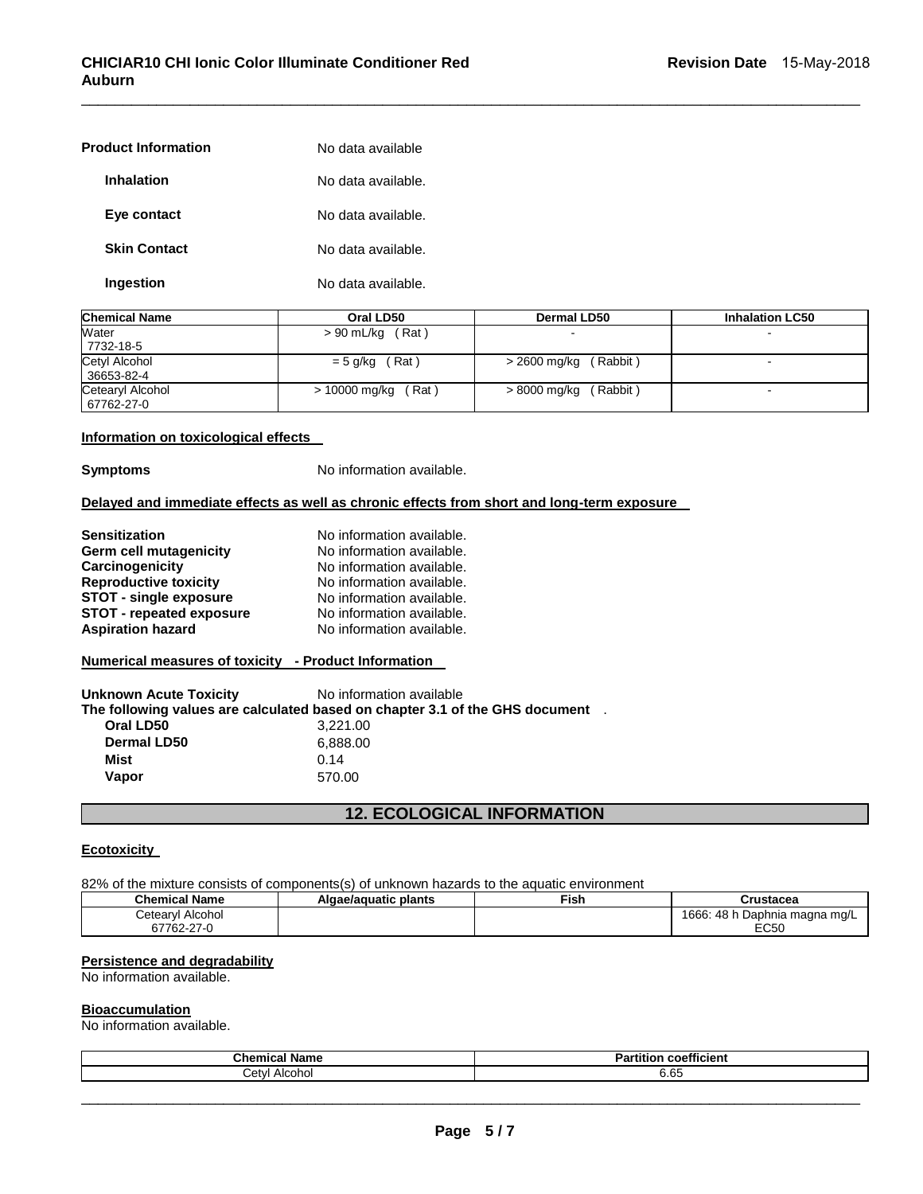**Product Information** No data available

**Inhalation** No data available.

**Eye contact** No data available.

**Skin Contact** No data available.

**Ingestion** No data available.

| Chemical Name | Oral LD50 | Dermal LD50 | Inhalation LC50 |
|---|---|---|---|
| Water<br>7732-18-5 | > 90 mL/kg ( Rat ) | - | - |
| Cetyl Alcohol<br>36653-82-4 | = 5 g/kg ( Rat ) | > 2600 mg/kg ( Rabbit ) | - |
| Cetearyl Alcohol<br>67762-27-0 | > 10000 mg/kg ( Rat ) | > 8000 mg/kg ( Rabbit ) | - |

**Information on toxicological effects**

**Symptoms** No information available.

**Delayed and immediate effects as well as chronic effects from short and long-term exposure**

**Sensitization** No information available.
**Germ cell mutagenicity** No information available.
**Carcinogenicity** No information available.
**Reproductive toxicity** No information available.
**STOT - single exposure** No information available.
**STOT - repeated exposure** No information available.
**Aspiration hazard** No information available.

**Numerical measures of toxicity - Product Information**

**Unknown Acute Toxicity** No information available
**The following values are calculated based on chapter 3.1 of the GHS document** .
**Oral LD50** 3,221.00
**Dermal LD50** 6,888.00
**Mist** 0.14
**Vapor** 570.00

## 12. ECOLOGICAL INFORMATION

**Ecotoxicity**

82% of the mixture consists of components(s) of unknown hazards to the aquatic environment

| Chemical Name | Algae/aquatic plants | Fish | Crustacea |
|---|---|---|---|
| Cetearyl Alcohol<br>67762-27-0 | | | 1666: 48 h Daphnia magna mg/L EC50 |

**Persistence and degradability**
No information available.

**Bioaccumulation**
No information available.

| Chemical Name | Partition coefficient |
|---|---|
| Cetyl Alcohol | 6.65 |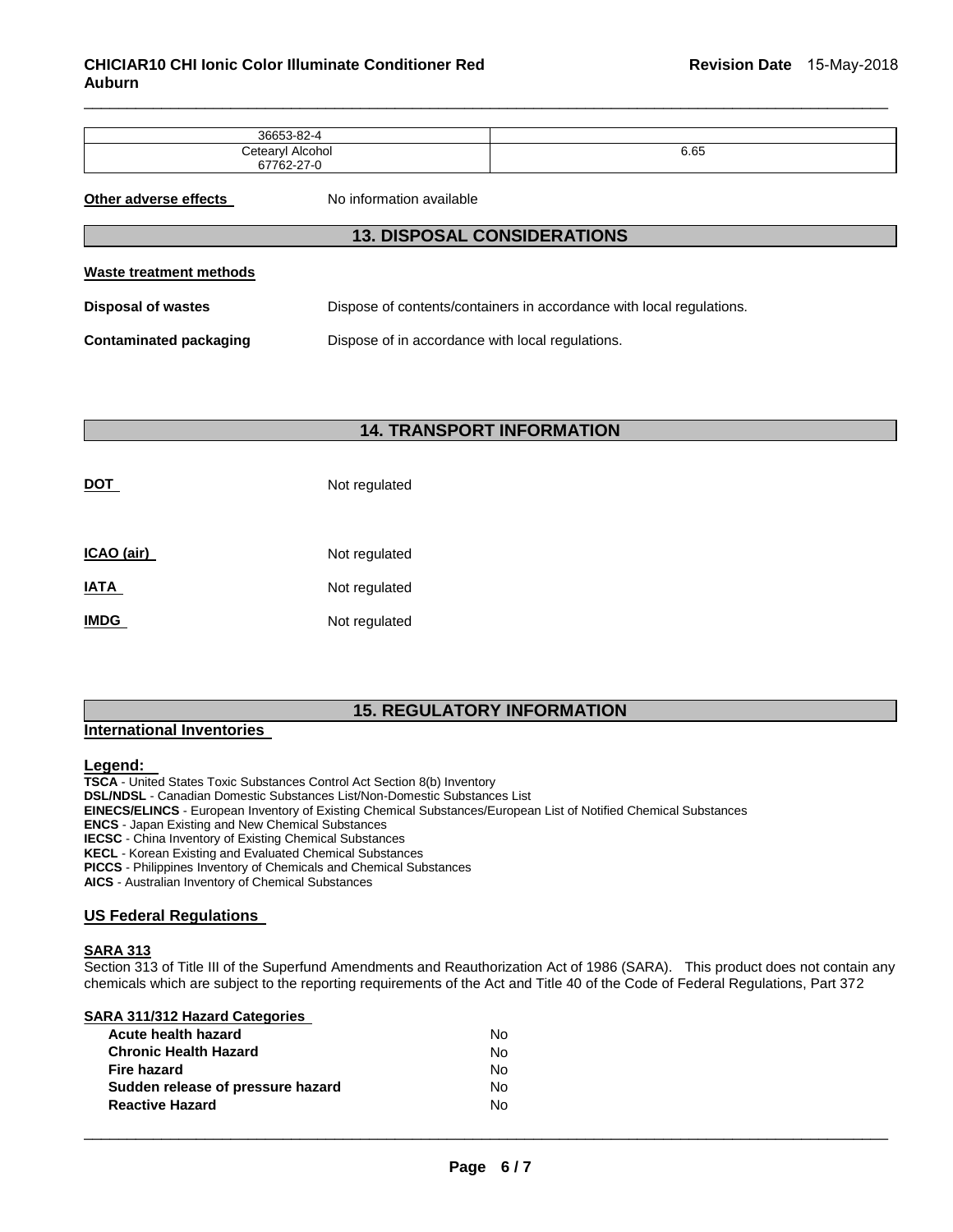| | |
|---|---|
| 36653-82-4 | |
| Cetearyl Alcohol 67762-27-0 | 6.65 |

**Other adverse effects** No information available

## 13. DISPOSAL CONSIDERATIONS

**Waste treatment methods**

**Disposal of wastes** Dispose of contents/containers in accordance with local regulations.

**Contaminated packaging** Dispose of in accordance with local regulations.

## 14. TRANSPORT INFORMATION

**DOT** Not regulated

**ICAO (air)** Not regulated

**IATA** Not regulated

**IMDG** Not regulated

## 15. REGULATORY INFORMATION

**International Inventories**

**Legend:**

**TSCA** - United States Toxic Substances Control Act Section 8(b) Inventory
**DSL/NDSL** - Canadian Domestic Substances List/Non-Domestic Substances List
**EINECS/ELINCS** - European Inventory of Existing Chemical Substances/European List of Notified Chemical Substances
**ENCS** - Japan Existing and New Chemical Substances
**IECSC** - China Inventory of Existing Chemical Substances
**KECL** - Korean Existing and Evaluated Chemical Substances
**PICCS** - Philippines Inventory of Chemicals and Chemical Substances
**AICS** - Australian Inventory of Chemical Substances

**US Federal Regulations**

**SARA 313**

Section 313 of Title III of the Superfund Amendments and Reauthorization Act of 1986 (SARA). This product does not contain any chemicals which are subject to the reporting requirements of the Act and Title 40 of the Code of Federal Regulations, Part 372

**SARA 311/312 Hazard Categories**

| | |
|---|---|
| **Acute health hazard** | No |
| **Chronic Health Hazard** | No |
| **Fire hazard** | No |
| **Sudden release of pressure hazard** | No |
| **Reactive Hazard** | No |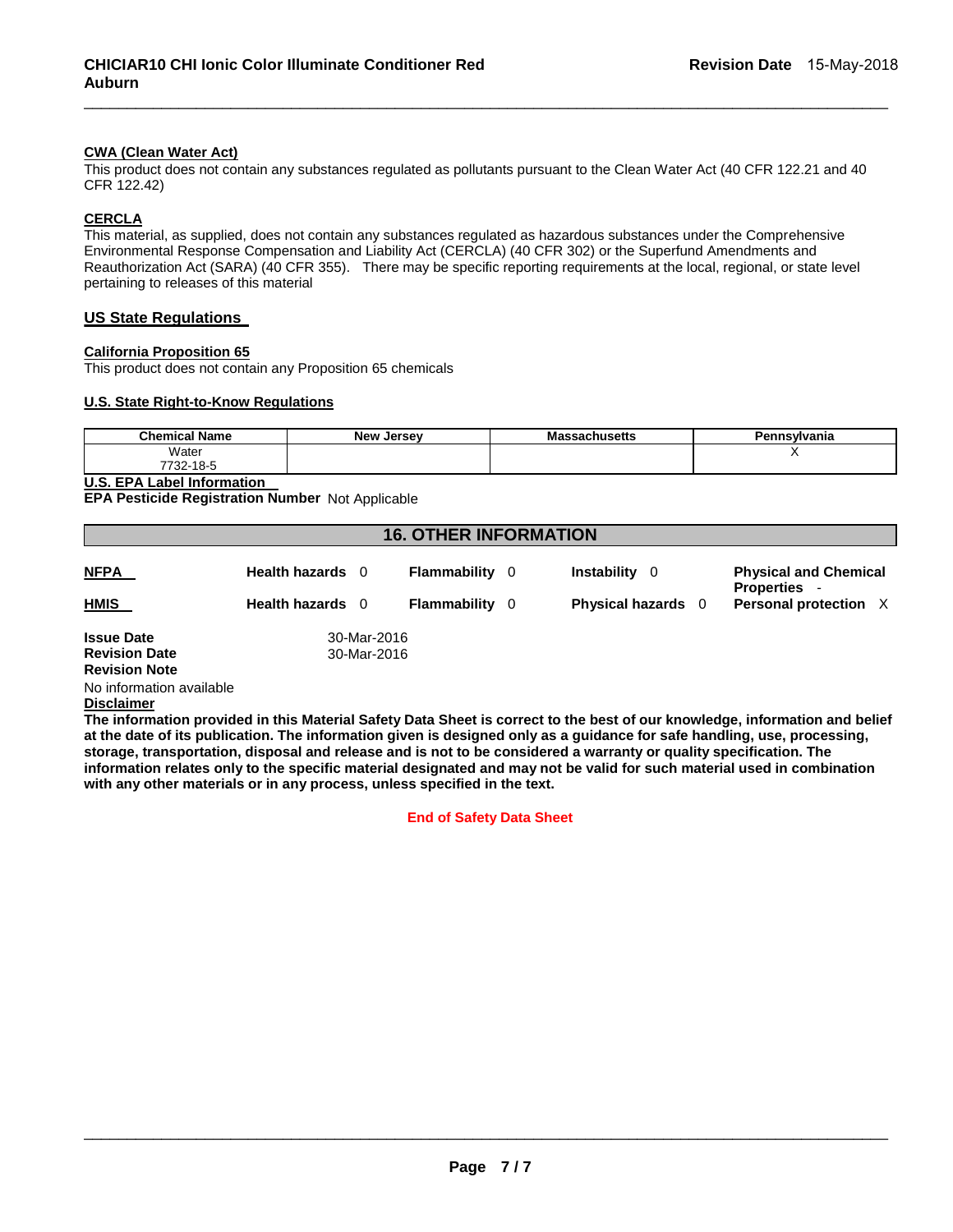#### CWA (Clean Water Act)

This product does not contain any substances regulated as pollutants pursuant to the Clean Water Act (40 CFR 122.21 and 40 CFR 122.42)

#### CERCLA

This material, as supplied, does not contain any substances regulated as hazardous substances under the Comprehensive Environmental Response Compensation and Liability Act (CERCLA) (40 CFR 302) or the Superfund Amendments and Reauthorization Act (SARA) (40 CFR 355). There may be specific reporting requirements at the local, regional, or state level pertaining to releases of this material

### US State Regulations

#### California Proposition 65

This product does not contain any Proposition 65 chemicals

#### U.S. State Right-to-Know Regulations

| Chemical Name | New Jersey | Massachusetts | Pennsylvania |
|---|---|---|---|
| Water<br>7732-18-5 | | | X |

#### U.S. EPA Label Information

**EPA Pesticide Registration Number** Not Applicable

## 16. OTHER INFORMATION

| | | | | |
|---|---|---|---|---|
| **NFPA** | **Health hazards** 0 | **Flammability** 0 | **Instability** 0 | **Physical and Chemical Properties** - |
| **HMIS** | **Health hazards** 0 | **Flammability** 0 | **Physical hazards** 0 | **Personal protection** X |

**Issue Date** 30-Mar-2016
**Revision Date** 30-Mar-2016
**Revision Note**
No information available

**Disclaimer**

**The information provided in this Material Safety Data Sheet is correct to the best of our knowledge, information and belief at the date of its publication. The information given is designed only as a guidance for safe handling, use, processing, storage, transportation, disposal and release and is not to be considered a warranty or quality specification. The information relates only to the specific material designated and may not be valid for such material used in combination with any other materials or in any process, unless specified in the text.**

**End of Safety Data Sheet**